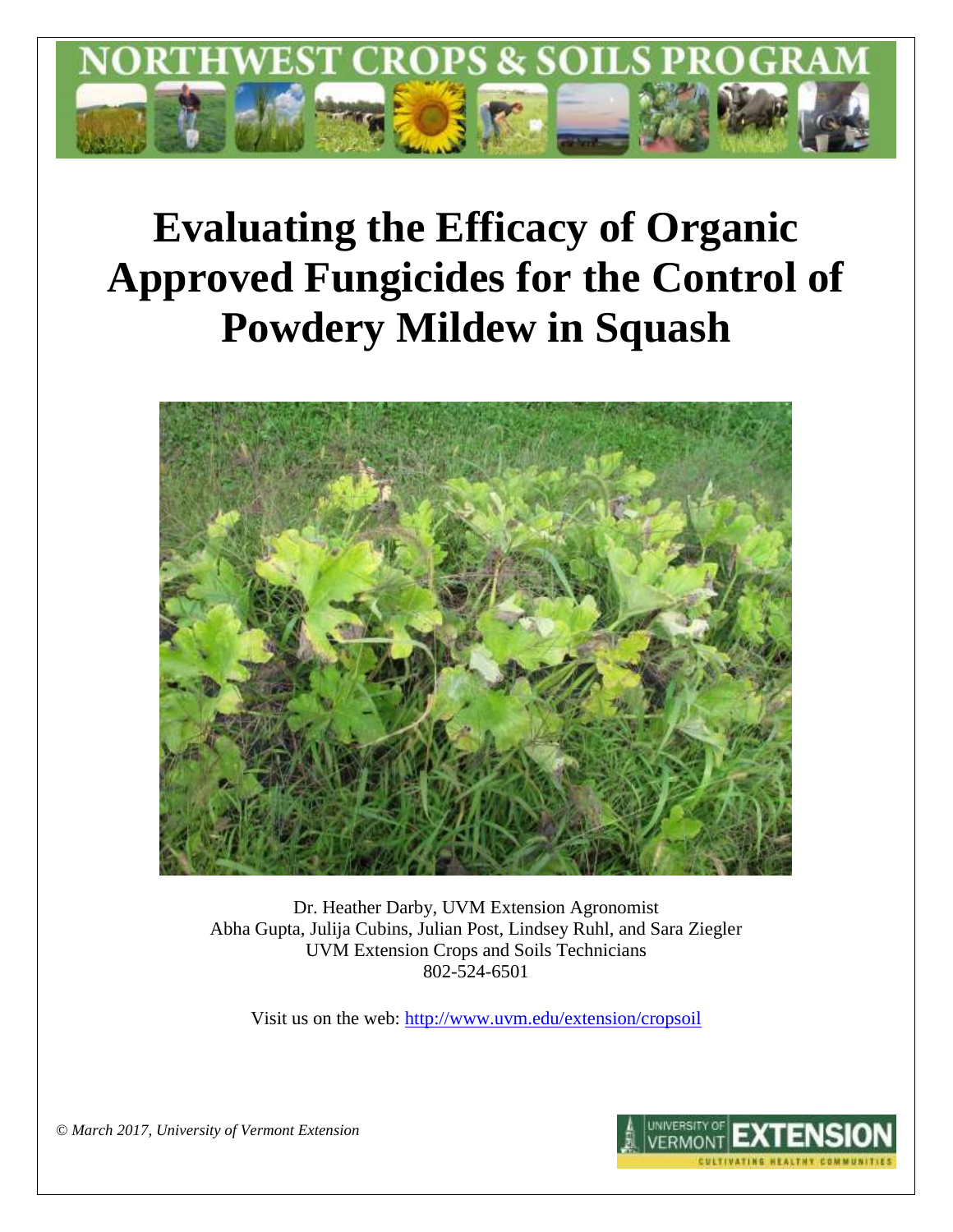# NORTHWEST CROPS & SOILS PROGRAM

# Evaluating the Efficacy of Organic Approved Fungicides for the Control of Powdery Mildew in Squash

Dr. Heather Darby, UVM Extension Agronomist
Abha Gupta, Julija Cubins, Julian Post, Lindsey Ruhl, and Sara Ziegler
UVM Extension Crops and Soils Technicians
802-524-6501

Visit us on the web: http://www.uvm.edu/extension/cropsoil

*© March 2017, University of Vermont Extension*

UNIVERSITY OF VERMONT EXTENSION
CULTIVATING HEALTHY COMMUNITIES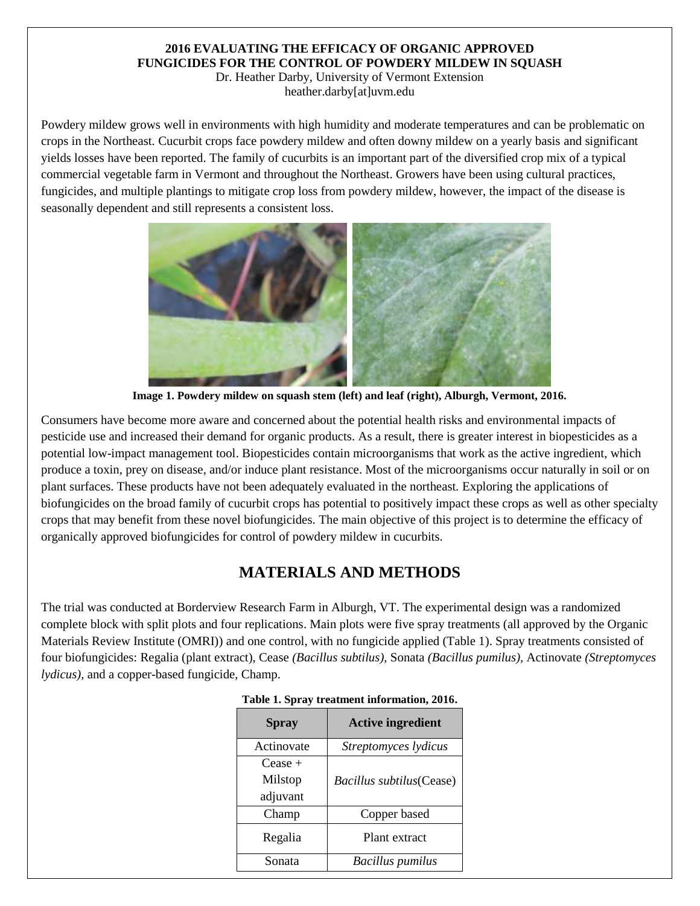**2016 EVALUATING THE EFFICACY OF ORGANIC APPROVED FUNGICIDES FOR THE CONTROL OF POWDERY MILDEW IN SQUASH**
Dr. Heather Darby, University of Vermont Extension
heather.darby[at]uvm.edu

Powdery mildew grows well in environments with high humidity and moderate temperatures and can be problematic on crops in the Northeast. Cucurbit crops face powdery mildew and often downy mildew on a yearly basis and significant yields losses have been reported. The family of cucurbits is an important part of the diversified crop mix of a typical commercial vegetable farm in Vermont and throughout the Northeast. Growers have been using cultural practices, fungicides, and multiple plantings to mitigate crop loss from powdery mildew, however, the impact of the disease is seasonally dependent and still represents a consistent loss.

**Image 1. Powdery mildew on squash stem (left) and leaf (right), Alburgh, Vermont, 2016.**

Consumers have become more aware and concerned about the potential health risks and environmental impacts of pesticide use and increased their demand for organic products. As a result, there is greater interest in biopesticides as a potential low-impact management tool. Biopesticides contain microorganisms that work as the active ingredient, which produce a toxin, prey on disease, and/or induce plant resistance. Most of the microorganisms occur naturally in soil or on plant surfaces. These products have not been adequately evaluated in the northeast. Exploring the applications of biofungicides on the broad family of cucurbit crops has potential to positively impact these crops as well as other specialty crops that may benefit from these novel biofungicides. The main objective of this project is to determine the efficacy of organically approved biofungicides for control of powdery mildew in cucurbits.

## MATERIALS AND METHODS

The trial was conducted at Borderview Research Farm in Alburgh, VT. The experimental design was a randomized complete block with split plots and four replications. Main plots were five spray treatments (all approved by the Organic Materials Review Institute (OMRI)) and one control, with no fungicide applied (Table 1). Spray treatments consisted of four biofungicides: Regalia (plant extract), Cease *(Bacillus subtilus),* Sonata *(Bacillus pumilus),* Actinovate *(Streptomyces lydicus),* and a copper-based fungicide, Champ.

**Table 1. Spray treatment information, 2016.**

| Spray | Active ingredient |
|---|---|
| Actinovate | *Streptomyces lydicus* |
| Cease + Milstop adjuvant | *Bacillus subtilus*(Cease) |
| Champ | Copper based |
| Regalia | Plant extract |
| Sonata | *Bacillus pumilus* |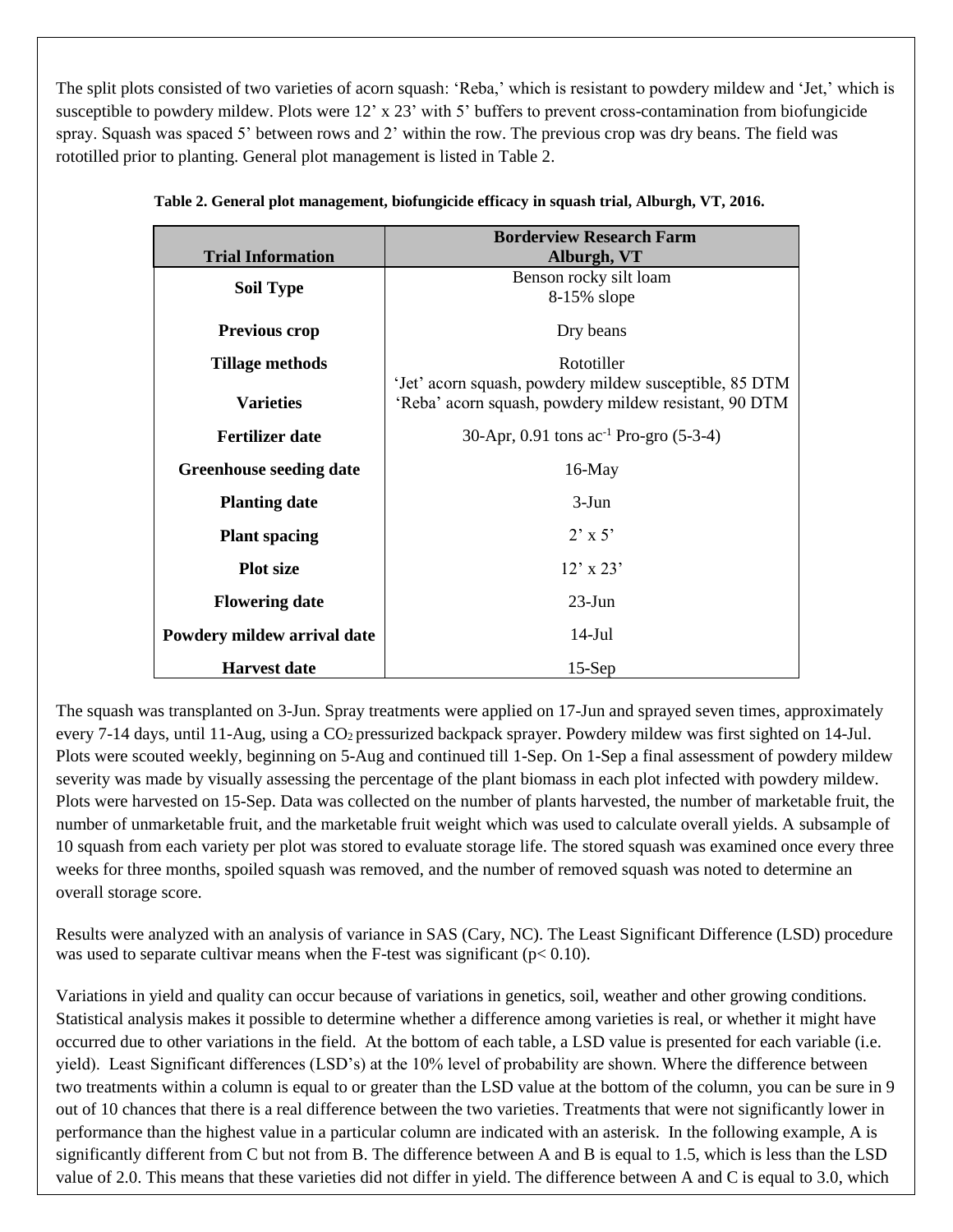The split plots consisted of two varieties of acorn squash: 'Reba,' which is resistant to powdery mildew and 'Jet,' which is susceptible to powdery mildew. Plots were 12' x 23' with 5' buffers to prevent cross-contamination from biofungicide spray. Squash was spaced 5' between rows and 2' within the row. The previous crop was dry beans. The field was rototilled prior to planting. General plot management is listed in Table 2.

**Table 2. General plot management, biofungicide efficacy in squash trial, Alburgh, VT, 2016.**

| Trial Information | Borderview Research Farm Alburgh, VT |
|---|---|
| **Soil Type** | Benson rocky silt loam 8-15% slope |
| **Previous crop** | Dry beans |
| **Tillage methods** | Rototiller |
| **Varieties** | 'Jet' acorn squash, powdery mildew susceptible, 85 DTM<br>'Reba' acorn squash, powdery mildew resistant, 90 DTM |
| **Fertilizer date** | 30-Apr, 0.91 tons $ac^{-1}$ Pro-gro (5-3-4) |
| **Greenhouse seeding date** | 16-May |
| **Planting date** | 3-Jun |
| **Plant spacing** | 2' x 5' |
| **Plot size** | 12' x 23' |
| **Flowering date** | 23-Jun |
| **Powdery mildew arrival date** | 14-Jul |
| **Harvest date** | 15-Sep |

The squash was transplanted on 3-Jun. Spray treatments were applied on 17-Jun and sprayed seven times, approximately every 7-14 days, until 11-Aug, using a $CO_2$ pressurized backpack sprayer. Powdery mildew was first sighted on 14-Jul. Plots were scouted weekly, beginning on 5-Aug and continued till 1-Sep. On 1-Sep a final assessment of powdery mildew severity was made by visually assessing the percentage of the plant biomass in each plot infected with powdery mildew. Plots were harvested on 15-Sep. Data was collected on the number of plants harvested, the number of marketable fruit, the number of unmarketable fruit, and the marketable fruit weight which was used to calculate overall yields. A subsample of 10 squash from each variety per plot was stored to evaluate storage life. The stored squash was examined once every three weeks for three months, spoiled squash was removed, and the number of removed squash was noted to determine an overall storage score.

Results were analyzed with an analysis of variance in SAS (Cary, NC). The Least Significant Difference (LSD) procedure was used to separate cultivar means when the F-test was significant ($p < 0.10$).

Variations in yield and quality can occur because of variations in genetics, soil, weather and other growing conditions. Statistical analysis makes it possible to determine whether a difference among varieties is real, or whether it might have occurred due to other variations in the field. At the bottom of each table, a LSD value is presented for each variable (i.e. yield). Least Significant differences (LSD's) at the 10% level of probability are shown. Where the difference between two treatments within a column is equal to or greater than the LSD value at the bottom of the column, you can be sure in 9 out of 10 chances that there is a real difference between the two varieties. Treatments that were not significantly lower in performance than the highest value in a particular column are indicated with an asterisk. In the following example, A is significantly different from C but not from B. The difference between A and B is equal to 1.5, which is less than the LSD value of 2.0. This means that these varieties did not differ in yield. The difference between A and C is equal to 3.0, which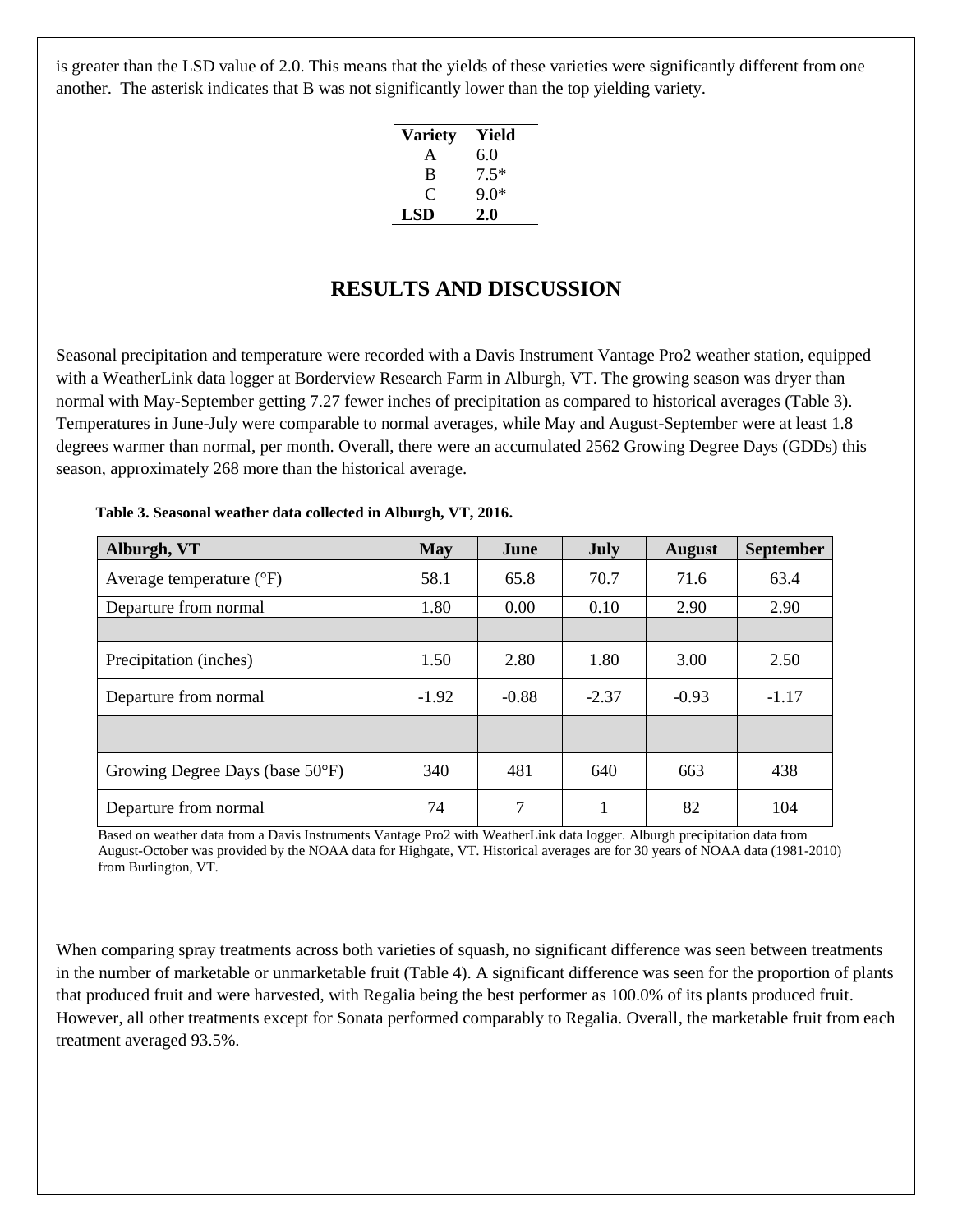is greater than the LSD value of 2.0. This means that the yields of these varieties were significantly different from one another. The asterisk indicates that B was not significantly lower than the top yielding variety.

| Variety | Yield |
|---|---|
| A | 6.0 |
| B | 7.5* |
| C | 9.0* |
| **LSD** | **2.0** |

## RESULTS AND DISCUSSION

Seasonal precipitation and temperature were recorded with a Davis Instrument Vantage Pro2 weather station, equipped with a WeatherLink data logger at Borderview Research Farm in Alburgh, VT. The growing season was dryer than normal with May-September getting 7.27 fewer inches of precipitation as compared to historical averages (Table 3). Temperatures in June-July were comparable to normal averages, while May and August-September were at least 1.8 degrees warmer than normal, per month. Overall, there were an accumulated 2562 Growing Degree Days (GDDs) this season, approximately 268 more than the historical average.

**Table 3. Seasonal weather data collected in Alburgh, VT, 2016.**

| Alburgh, VT | May | June | July | August | September |
|---|---|---|---|---|---|
| Average temperature (°F) | 58.1 | 65.8 | 70.7 | 71.6 | 63.4 |
| Departure from normal | 1.80 | 0.00 | 0.10 | 2.90 | 2.90 |
| | | | | | |
| Precipitation (inches) | 1.50 | 2.80 | 1.80 | 3.00 | 2.50 |
| Departure from normal | -1.92 | -0.88 | -2.37 | -0.93 | -1.17 |
| | | | | | |
| Growing Degree Days (base 50°F) | 340 | 481 | 640 | 663 | 438 |
| Departure from normal | 74 | 7 | 1 | 82 | 104 |

Based on weather data from a Davis Instruments Vantage Pro2 with WeatherLink data logger. Alburgh precipitation data from August-October was provided by the NOAA data for Highgate, VT. Historical averages are for 30 years of NOAA data (1981-2010) from Burlington, VT.

When comparing spray treatments across both varieties of squash, no significant difference was seen between treatments in the number of marketable or unmarketable fruit (Table 4). A significant difference was seen for the proportion of plants that produced fruit and were harvested, with Regalia being the best performer as 100.0% of its plants produced fruit. However, all other treatments except for Sonata performed comparably to Regalia. Overall, the marketable fruit from each treatment averaged 93.5%.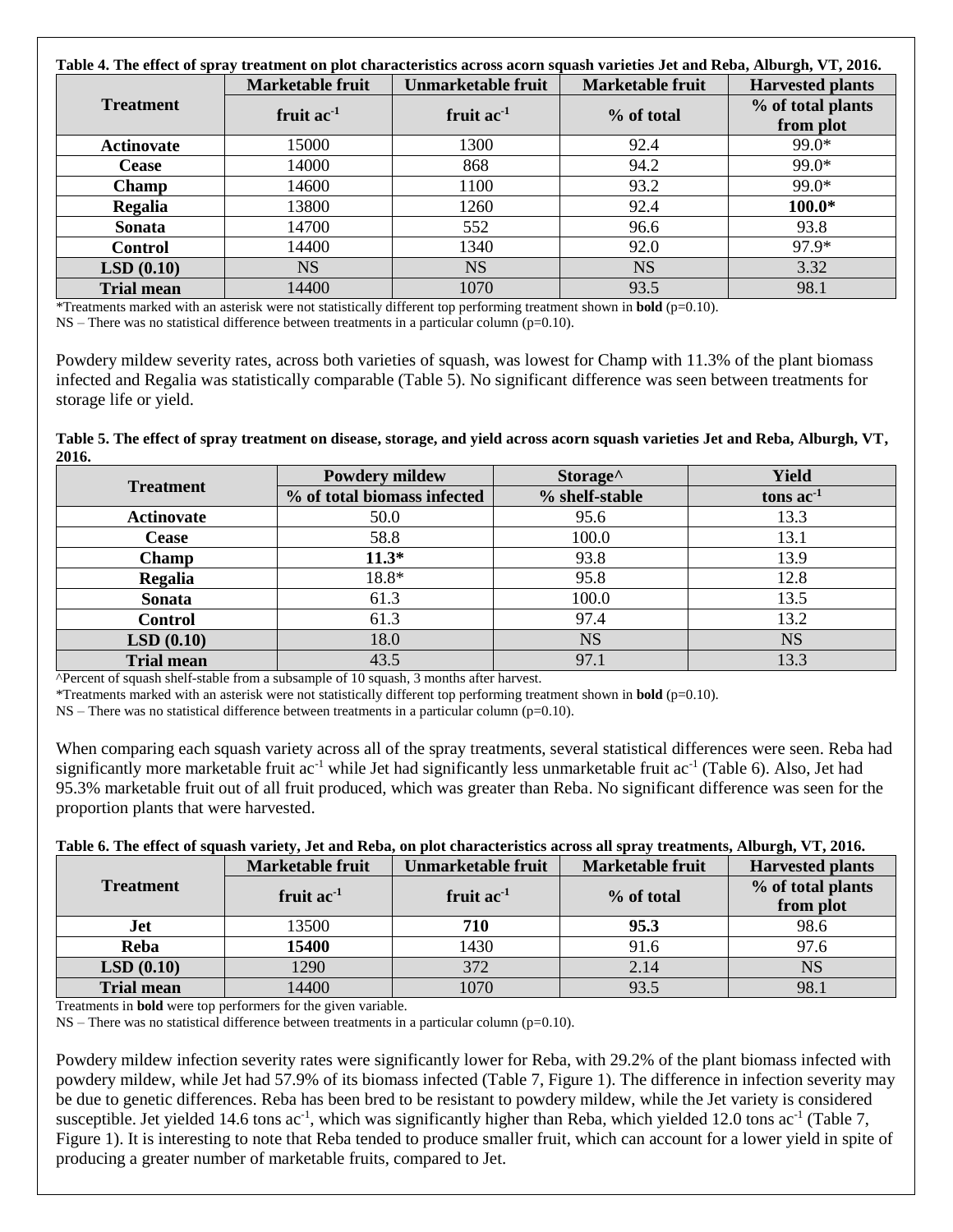**Table 4. The effect of spray treatment on plot characteristics across acorn squash varieties Jet and Reba, Alburgh, VT, 2016.**

| Treatment | Marketable fruit | Unmarketable fruit | Marketable fruit | Harvested plants |
|---|---|---|---|---|
| | fruit $ac^{-1}$ | fruit $ac^{-1}$ | % of total | % of total plants from plot |
| **Actinovate** | 15000 | 1300 | 92.4 | 99.0* |
| **Cease** | 14000 | 868 | 94.2 | 99.0* |
| **Champ** | 14600 | 1100 | 93.2 | 99.0* |
| **Regalia** | 13800 | 1260 | 92.4 | **100.0*** |
| **Sonata** | 14700 | 552 | 96.6 | 93.8 |
| **Control** | 14400 | 1340 | 92.0 | 97.9* |
| **LSD (0.10)** | NS | NS | NS | 3.32 |
| **Trial mean** | 14400 | 1070 | 93.5 | 98.1 |

*Treatments marked with an asterisk were not statistically different top performing treatment shown in **bold** (p=0.10).
NS – There was no statistical difference between treatments in a particular column (p=0.10).

Powdery mildew severity rates, across both varieties of squash, was lowest for Champ with 11.3% of the plant biomass infected and Regalia was statistically comparable (Table 5). No significant difference was seen between treatments for storage life or yield.

**Table 5. The effect of spray treatment on disease, storage, and yield across acorn squash varieties Jet and Reba, Alburgh, VT, 2016.**

| Treatment | Powdery mildew | Storage^ | Yield |
|---|---|---|---|
| | % of total biomass infected | % shelf-stable | tons $ac^{-1}$ |
| **Actinovate** | 50.0 | 95.6 | 13.3 |
| **Cease** | 58.8 | 100.0 | 13.1 |
| **Champ** | **11.3*** | 93.8 | 13.9 |
| **Regalia** | 18.8* | 95.8 | 12.8 |
| **Sonata** | 61.3 | 100.0 | 13.5 |
| **Control** | 61.3 | 97.4 | 13.2 |
| **LSD (0.10)** | 18.0 | NS | NS |
| **Trial mean** | 43.5 | 97.1 | 13.3 |

^Percent of squash shelf-stable from a subsample of 10 squash, 3 months after harvest.
*Treatments marked with an asterisk were not statistically different top performing treatment shown in **bold** (p=0.10).
NS – There was no statistical difference between treatments in a particular column (p=0.10).

When comparing each squash variety across all of the spray treatments, several statistical differences were seen. Reba had significantly more marketable fruit $ac^{-1}$ while Jet had significantly less unmarketable fruit $ac^{-1}$ (Table 6). Also, Jet had 95.3% marketable fruit out of all fruit produced, which was greater than Reba. No significant difference was seen for the proportion plants that were harvested.

**Table 6. The effect of squash variety, Jet and Reba, on plot characteristics across all spray treatments, Alburgh, VT, 2016.**

| Treatment | Marketable fruit | Unmarketable fruit | Marketable fruit | Harvested plants |
|---|---|---|---|---|
| | fruit $ac^{-1}$ | fruit $ac^{-1}$ | % of total | % of total plants from plot |
| **Jet** | 13500 | **710** | **95.3** | 98.6 |
| **Reba** | **15400** | 1430 | 91.6 | 97.6 |
| **LSD (0.10)** | 1290 | 372 | 2.14 | NS |
| **Trial mean** | 14400 | 1070 | 93.5 | 98.1 |

Treatments in **bold** were top performers for the given variable.
NS – There was no statistical difference between treatments in a particular column (p=0.10).

Powdery mildew infection severity rates were significantly lower for Reba, with 29.2% of the plant biomass infected with powdery mildew, while Jet had 57.9% of its biomass infected (Table 7, Figure 1). The difference in infection severity may be due to genetic differences. Reba has been bred to be resistant to powdery mildew, while the Jet variety is considered susceptible. Jet yielded 14.6 tons $ac^{-1}$, which was significantly higher than Reba, which yielded 12.0 tons $ac^{-1}$ (Table 7, Figure 1). It is interesting to note that Reba tended to produce smaller fruit, which can account for a lower yield in spite of producing a greater number of marketable fruits, compared to Jet.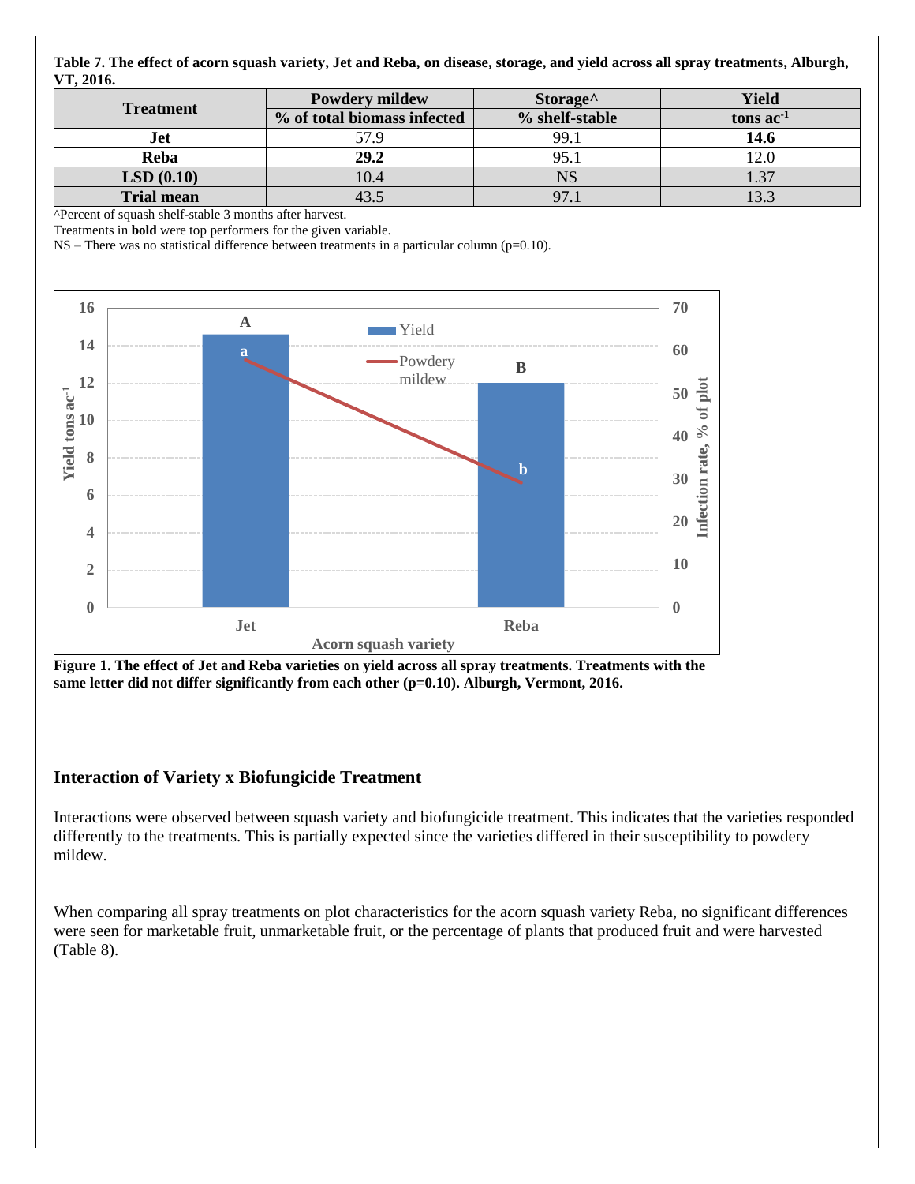**Table 7. The effect of acorn squash variety, Jet and Reba, on disease, storage, and yield across all spray treatments, Alburgh, VT, 2016.**

| Treatment | Powdery mildew | Storage^ | Yield |
|---|---|---|---|
| | % of total biomass infected | % shelf-stable | tons ac$^{-1}$ |
| Jet | 57.9 | 99.1 | **14.6** |
| Reba | **29.2** | 95.1 | 12.0 |
| LSD (0.10) | 10.4 | NS | 1.37 |
| Trial mean | 43.5 | 97.1 | 13.3 |

^Percent of squash shelf-stable 3 months after harvest.
Treatments in **bold** were top performers for the given variable.
NS – There was no statistical difference between treatments in a particular column (p=0.10).

**Figure 1. The effect of Jet and Reba varieties on yield across all spray treatments. Treatments with the same letter did not differ significantly from each other (p=0.10). Alburgh, Vermont, 2016.**

### Interaction of Variety x Biofungicide Treatment

Interactions were observed between squash variety and biofungicide treatment. This indicates that the varieties responded differently to the treatments. This is partially expected since the varieties differed in their susceptibility to powdery mildew.

When comparing all spray treatments on plot characteristics for the acorn squash variety Reba, no significant differences were seen for marketable fruit, unmarketable fruit, or the percentage of plants that produced fruit and were harvested (Table 8).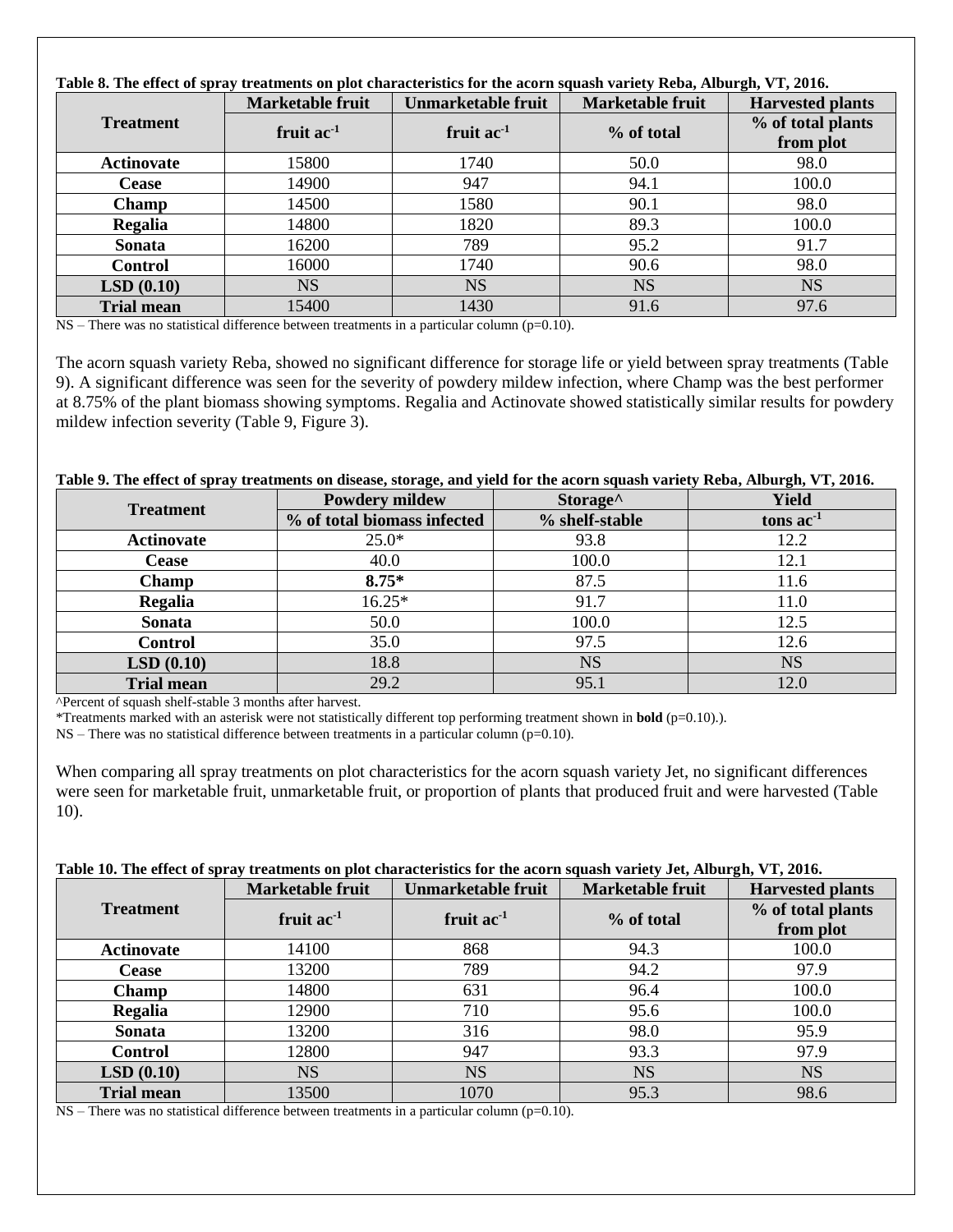**Table 8. The effect of spray treatments on plot characteristics for the acorn squash variety Reba, Alburgh, VT, 2016.**

| Treatment | Marketable fruit | Unmarketable fruit | Marketable fruit | Harvested plants |
|---|---|---|---|---|
| | fruit $ac^{-1}$ | fruit $ac^{-1}$ | % of total | % of total plants from plot |
| **Actinovate** | 15800 | 1740 | 50.0 | 98.0 |
| **Cease** | 14900 | 947 | 94.1 | 100.0 |
| **Champ** | 14500 | 1580 | 90.1 | 98.0 |
| **Regalia** | 14800 | 1820 | 89.3 | 100.0 |
| **Sonata** | 16200 | 789 | 95.2 | 91.7 |
| **Control** | 16000 | 1740 | 90.6 | 98.0 |
| **LSD (0.10)** | NS | NS | NS | NS |
| **Trial mean** | 15400 | 1430 | 91.6 | 97.6 |

NS – There was no statistical difference between treatments in a particular column (p=0.10).

The acorn squash variety Reba, showed no significant difference for storage life or yield between spray treatments (Table 9). A significant difference was seen for the severity of powdery mildew infection, where Champ was the best performer at 8.75% of the plant biomass showing symptoms. Regalia and Actinovate showed statistically similar results for powdery mildew infection severity (Table 9, Figure 3).

**Table 9. The effect of spray treatments on disease, storage, and yield for the acorn squash variety Reba, Alburgh, VT, 2016.**

| Treatment | Powdery mildew | Storage^ | Yield |
|---|---|---|---|
| | % of total biomass infected | % shelf-stable | tons $ac^{-1}$ |
| **Actinovate** | 25.0* | 93.8 | 12.2 |
| **Cease** | 40.0 | 100.0 | 12.1 |
| **Champ** | **8.75*** | 87.5 | 11.6 |
| **Regalia** | 16.25* | 91.7 | 11.0 |
| **Sonata** | 50.0 | 100.0 | 12.5 |
| **Control** | 35.0 | 97.5 | 12.6 |
| **LSD (0.10)** | 18.8 | NS | NS |
| **Trial mean** | 29.2 | 95.1 | 12.0 |

^Percent of squash shelf-stable 3 months after harvest.
*Treatments marked with an asterisk were not statistically different top performing treatment shown in **bold** (p=0.10).).
NS – There was no statistical difference between treatments in a particular column (p=0.10).

When comparing all spray treatments on plot characteristics for the acorn squash variety Jet, no significant differences were seen for marketable fruit, unmarketable fruit, or proportion of plants that produced fruit and were harvested (Table 10).

**Table 10. The effect of spray treatments on plot characteristics for the acorn squash variety Jet, Alburgh, VT, 2016.**

| Treatment | Marketable fruit | Unmarketable fruit | Marketable fruit | Harvested plants |
|---|---|---|---|---|
| | fruit $ac^{-1}$ | fruit $ac^{-1}$ | % of total | % of total plants from plot |
| **Actinovate** | 14100 | 868 | 94.3 | 100.0 |
| **Cease** | 13200 | 789 | 94.2 | 97.9 |
| **Champ** | 14800 | 631 | 96.4 | 100.0 |
| **Regalia** | 12900 | 710 | 95.6 | 100.0 |
| **Sonata** | 13200 | 316 | 98.0 | 95.9 |
| **Control** | 12800 | 947 | 93.3 | 97.9 |
| **LSD (0.10)** | NS | NS | NS | NS |
| **Trial mean** | 13500 | 1070 | 95.3 | 98.6 |

NS – There was no statistical difference between treatments in a particular column (p=0.10).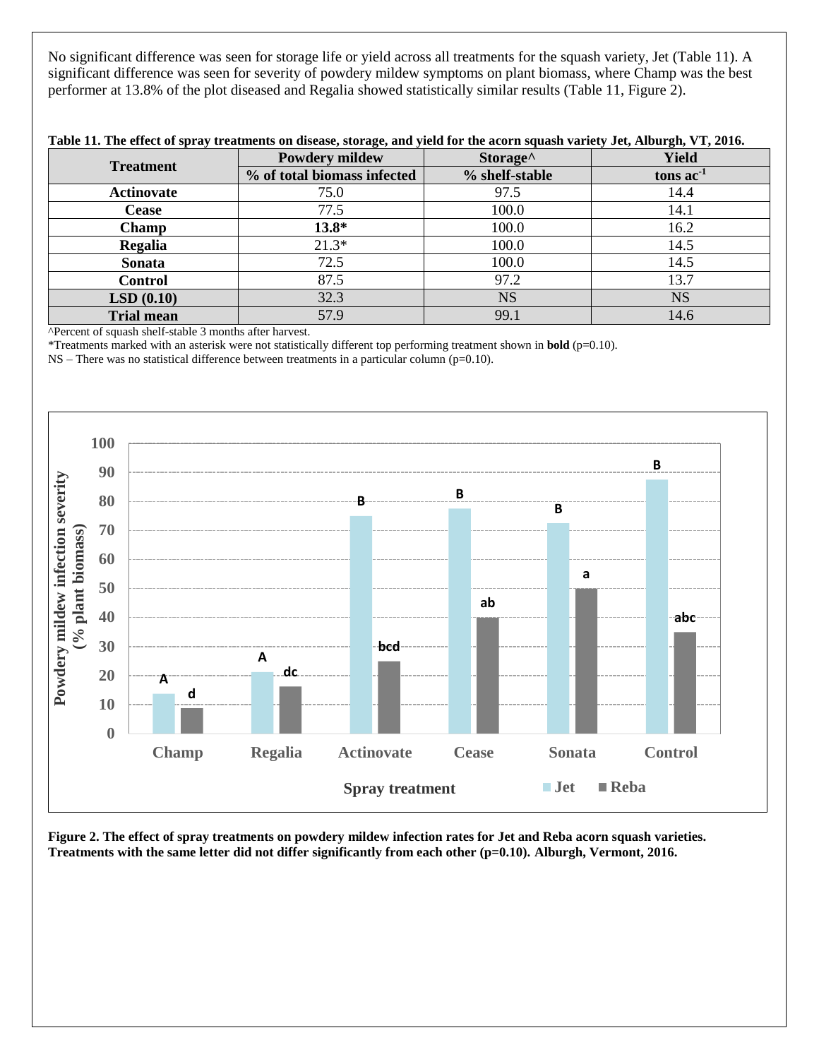No significant difference was seen for storage life or yield across all treatments for the squash variety, Jet (Table 11). A significant difference was seen for severity of powdery mildew symptoms on plant biomass, where Champ was the best performer at 13.8% of the plot diseased and Regalia showed statistically similar results (Table 11, Figure 2).

**Table 11. The effect of spray treatments on disease, storage, and yield for the acorn squash variety Jet, Alburgh, VT, 2016.**

| Treatment | Powdery mildew | Storage^ | Yield |
|---|---|---|---|
| | % of total biomass infected | % shelf-stable | tons $ac^{-1}$ |
| **Actinovate** | 75.0 | 97.5 | 14.4 |
| **Cease** | 77.5 | 100.0 | 14.1 |
| **Champ** | **13.8*** | 100.0 | 16.2 |
| **Regalia** | 21.3* | 100.0 | 14.5 |
| **Sonata** | 72.5 | 100.0 | 14.5 |
| **Control** | 87.5 | 97.2 | 13.7 |
| **LSD (0.10)** | 32.3 | NS | NS |
| **Trial mean** | 57.9 | 99.1 | 14.6 |

^Percent of squash shelf-stable 3 months after harvest.

*Treatments marked with an asterisk were not statistically different top performing treatment shown in **bold** (p=0.10).

NS – There was no statistical difference between treatments in a particular column (p=0.10).

**Figure 2. The effect of spray treatments on powdery mildew infection rates for Jet and Reba acorn squash varieties. Treatments with the same letter did not differ significantly from each other (p=0.10). Alburgh, Vermont, 2016.**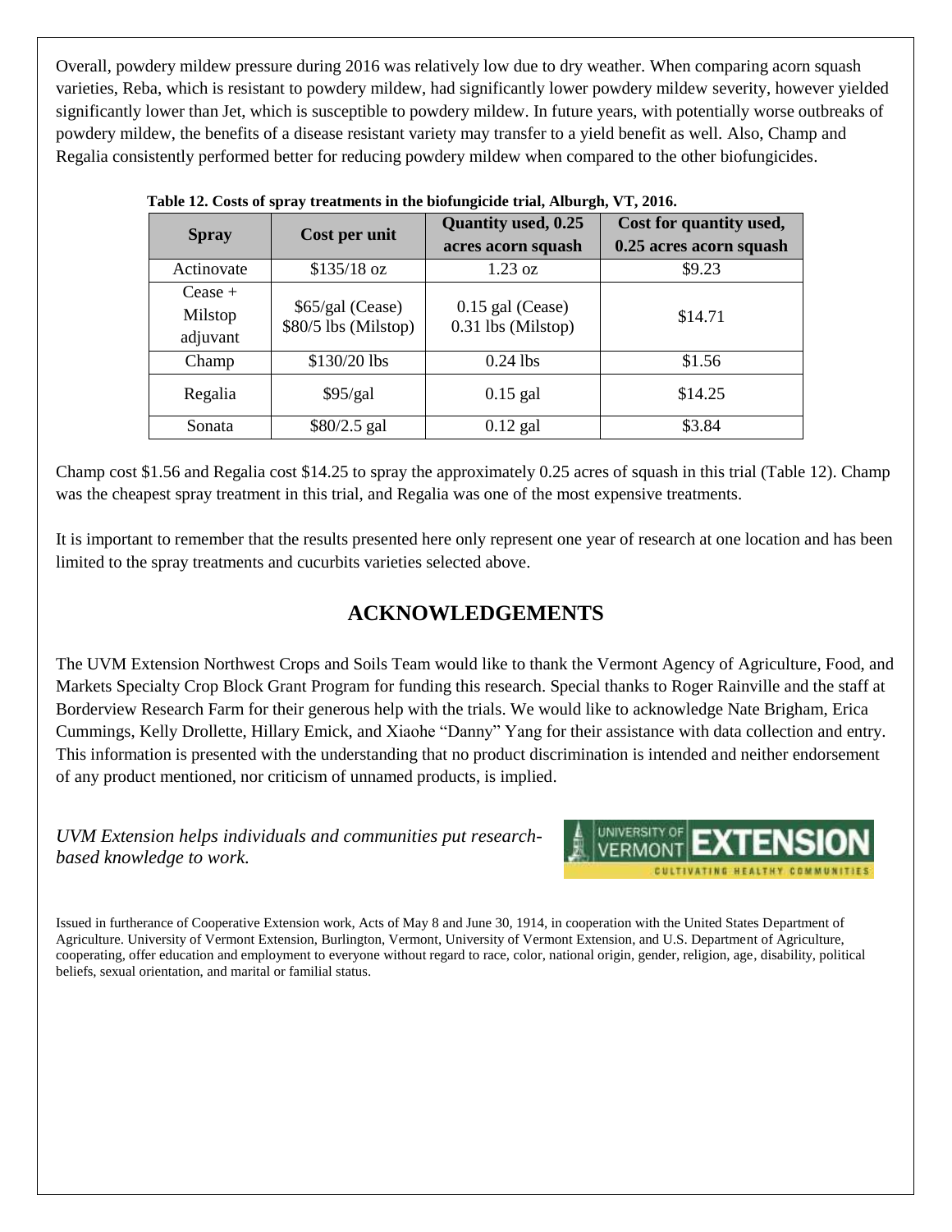Overall, powdery mildew pressure during 2016 was relatively low due to dry weather. When comparing acorn squash varieties, Reba, which is resistant to powdery mildew, had significantly lower powdery mildew severity, however yielded significantly lower than Jet, which is susceptible to powdery mildew. In future years, with potentially worse outbreaks of powdery mildew, the benefits of a disease resistant variety may transfer to a yield benefit as well. Also, Champ and Regalia consistently performed better for reducing powdery mildew when compared to the other biofungicides.

**Table 12. Costs of spray treatments in the biofungicide trial, Alburgh, VT, 2016.**

| Spray | Cost per unit | Quantity used, 0.25 acres acorn squash | Cost for quantity used, 0.25 acres acorn squash |
|---|---|---|---|
| Actinovate | $135/18 oz | 1.23 oz | $9.23 |
| Cease + Milstop adjuvant | $65/gal (Cease) $80/5 lbs (Milstop) | 0.15 gal (Cease) 0.31 lbs (Milstop) | $14.71 |
| Champ | $130/20 lbs | 0.24 lbs | $1.56 |
| Regalia | $95/gal | 0.15 gal | $14.25 |
| Sonata | $80/2.5 gal | 0.12 gal | $3.84 |

Champ cost $1.56 and Regalia cost $14.25 to spray the approximately 0.25 acres of squash in this trial (Table 12). Champ was the cheapest spray treatment in this trial, and Regalia was one of the most expensive treatments.

It is important to remember that the results presented here only represent one year of research at one location and has been limited to the spray treatments and cucurbits varieties selected above.

## ACKNOWLEDGEMENTS

The UVM Extension Northwest Crops and Soils Team would like to thank the Vermont Agency of Agriculture, Food, and Markets Specialty Crop Block Grant Program for funding this research. Special thanks to Roger Rainville and the staff at Borderview Research Farm for their generous help with the trials. We would like to acknowledge Nate Brigham, Erica Cummings, Kelly Drollette, Hillary Emick, and Xiaohe "Danny" Yang for their assistance with data collection and entry. This information is presented with the understanding that no product discrimination is intended and neither endorsement of any product mentioned, nor criticism of unnamed products, is implied.

*UVM Extension helps individuals and communities put research-based knowledge to work.*

UNIVERSITY OF VERMONT EXTENSION
CULTIVATING HEALTHY COMMUNITIES

Issued in furtherance of Cooperative Extension work, Acts of May 8 and June 30, 1914, in cooperation with the United States Department of Agriculture. University of Vermont Extension, Burlington, Vermont, University of Vermont Extension, and U.S. Department of Agriculture, cooperating, offer education and employment to everyone without regard to race, color, national origin, gender, religion, age, disability, political beliefs, sexual orientation, and marital or familial status.